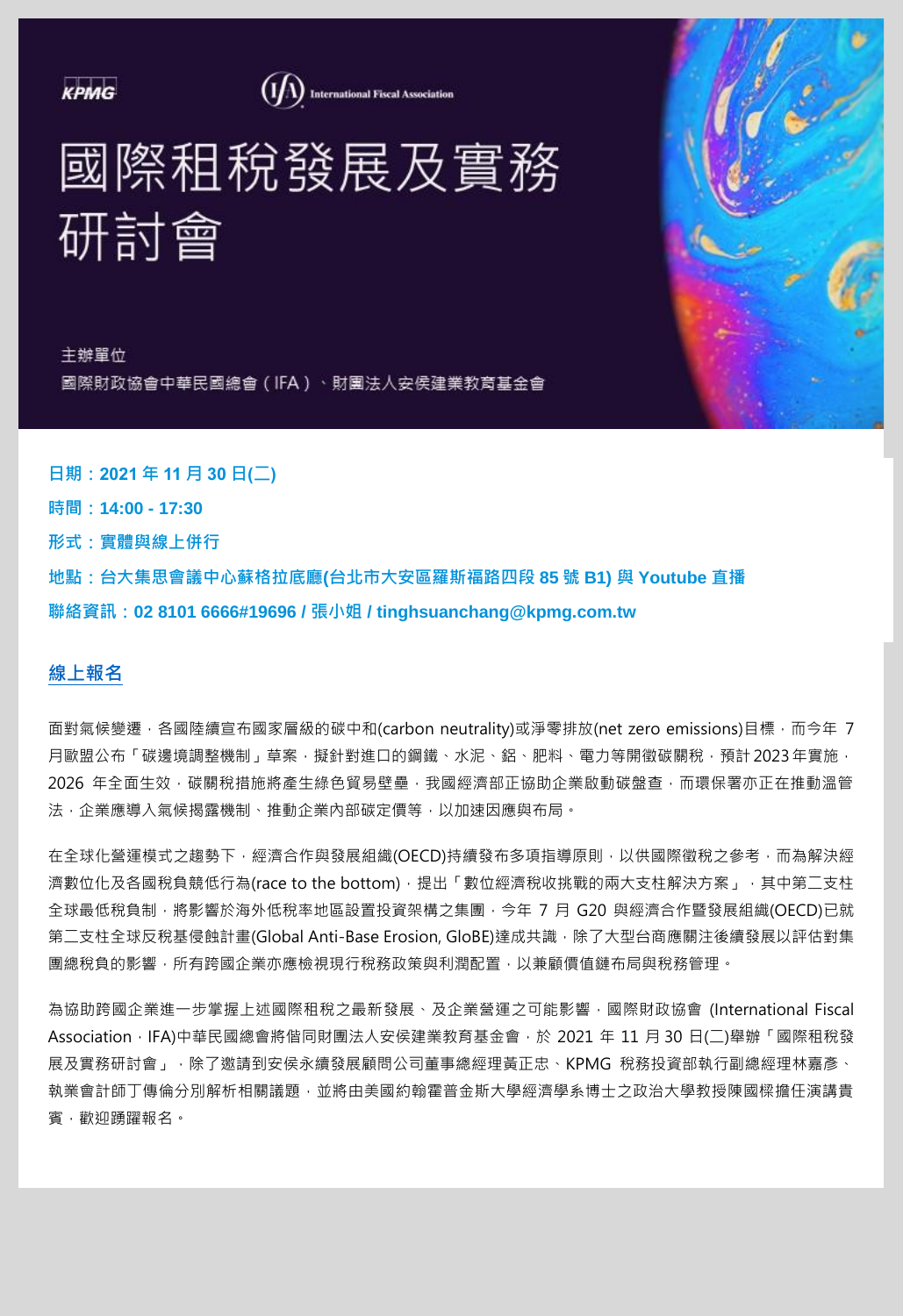KPMG

International Fiscal Association

# 國際租稅發展及實務研討會

主辦單位

國際財政協會中華民國總會（IFA）、財團法人安侯建業教育基金會

**日期：2021 年 11 月 30 日(二)**

**時間：14:00 - 17:30**

**形式：實體與線上併行**

**地點：台大集思會議中心蘇格拉底廳(台北市大安區羅斯福路四段 85 號 B1) 與 Youtube 直播**

**聯絡資訊：02 8101 6666#19696 / 張小姐 / tinghsuanchang@kpmg.com.tw**

**線上報名**

面對氣候變遷，各國陸續宣布國家層級的碳中和(carbon neutrality)或淨零排放(net zero emissions)目標，而今年 7 月歐盟公布「碳邊境調整機制」草案，擬針對進口的鋼鐵、水泥、鋁、肥料、電力等開徵碳關稅，預計 2023 年實施，2026 年全面生效，碳關稅措施將產生綠色貿易壁壘，我國經濟部正協助企業啟動碳盤查，而環保署亦正在推動溫管法，企業應導入氣候揭露機制、推動企業內部碳定價等，以加速因應與布局。

在全球化營運模式之趨勢下，經濟合作與發展組織(OECD)持續發布多項指導原則，以供國際徵稅之參考，而為解決經濟數位化及各國稅負競低行為(race to the bottom)，提出「數位經濟稅收挑戰的兩大支柱解決方案」，其中第二支柱全球最低稅負制，將影響於海外低稅率地區設置投資架構之集團，今年 7 月 G20 與經濟合作暨發展組織(OECD)已就第二支柱全球反稅基侵蝕計畫(Global Anti-Base Erosion, GloBE)達成共識，除了大型台商應關注後續發展以評估對集團總稅負的影響，所有跨國企業亦應檢視現行稅務政策與利潤配置，以兼顧價值鏈布局與稅務管理。

為協助跨國企業進一步掌握上述國際租稅之最新發展、及企業營運之可能影響，國際財政協會 (International Fiscal Association，IFA)中華民國總會將偕同財團法人安侯建業教育基金會，於 2021 年 11 月 30 日(二)舉辦「國際租稅發展及實務研討會」，除了邀請到安侯永續發展顧問公司董事總經理黃正忠、KPMG 稅務投資部執行副總經理林嘉彥、執業會計師丁傳倫分別解析相關議題，並將由美國約翰霍普金斯大學經濟學系博士之政治大學教授陳國樑擔任演講貴賓，歡迎踴躍報名。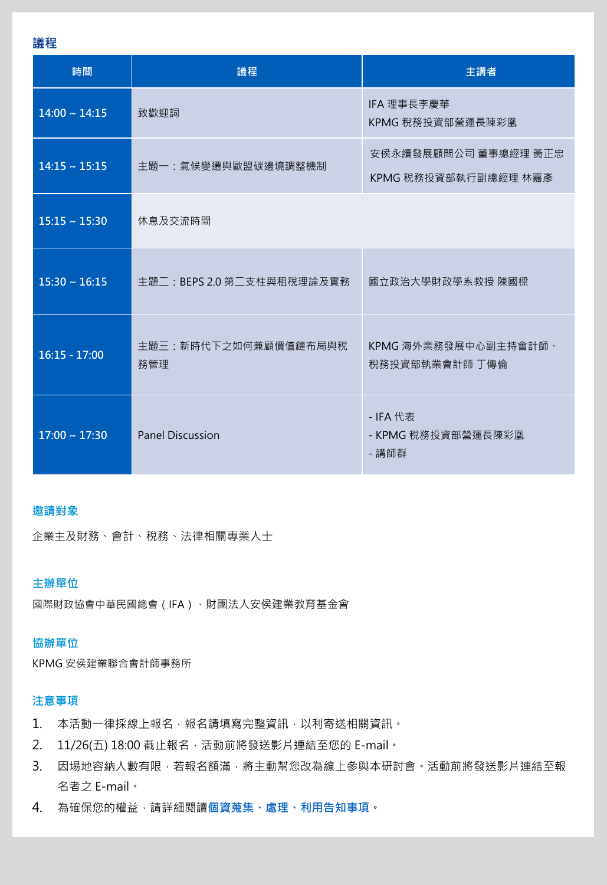## 議程

| 時間 | 議程 | 主講者 |
| --- | --- | --- |
| 14:00 ~ 14:15 | 致歡迎詞 | IFA 理事長李慶華<br>KPMG 稅務投資部營運長陳彩凰 |
| 14:15 ~ 15:15 | 主題一：氣候變遷與歐盟碳邊境調整機制 | 安侯永續發展顧問公司 董事總經理 黃正忠<br>KPMG 稅務投資部執行副總經理 林嘉彥 |
| 15:15 ~ 15:30 | 休息及交流時間 | |
| 15:30 ~ 16:15 | 主題二：BEPS 2.0 第二支柱與租稅理論及實務 | 國立政治大學財政學系教授 陳國樑 |
| 16:15 - 17:00 | 主題三：新時代下之如何兼顧價值鏈布局與稅務管理 | KPMG 海外業務發展中心副主持會計師、稅務投資部執業會計師 丁傳倫 |
| 17:00 ~ 17:30 | Panel Discussion | - IFA 代表<br>- KPMG 稅務投資部營運長陳彩凰<br>- 講師群 |

## 邀請對象

企業主及財務、會計、稅務、法律相關專業人士

## 主辦單位

國際財政協會中華民國總會（IFA）、財團法人安侯建業教育基金會

## 協辦單位

KPMG 安侯建業聯合會計師事務所

## 注意事項

1. 本活動一律採線上報名，報名請填寫完整資訊，以利寄送相關資訊。
2. 11/26(五) 18:00 截止報名，活動前將發送影片連結至您的 E-mail。
3. 因場地容納人數有限，若報名額滿，將主動幫您改為線上參與本研討會。活動前將發送影片連結至報名者之 E-mail。
4. 為確保您的權益，請詳細閱讀**個資蒐集、處理、利用告知事項**。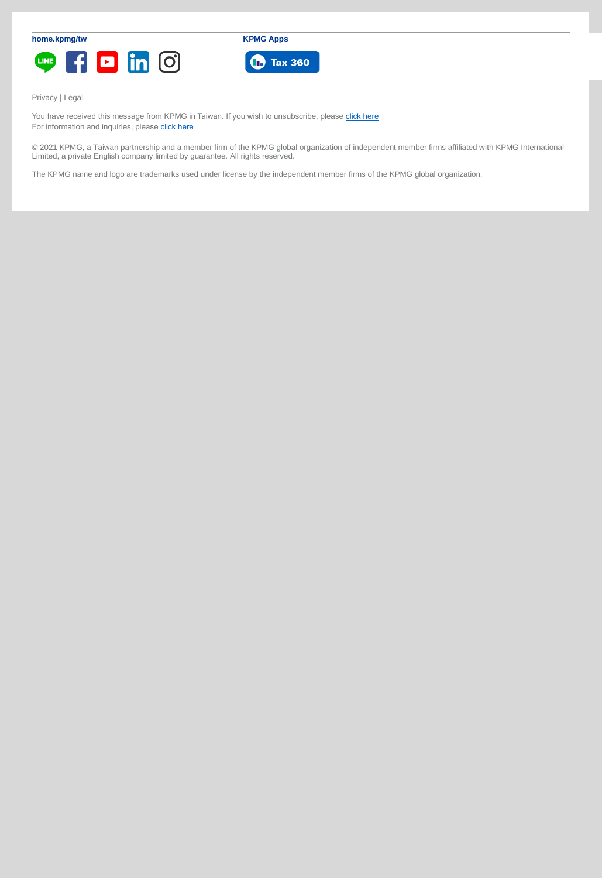home.kpmg/tw

KPMG Apps

Tax 360

Privacy | Legal

You have received this message from KPMG in Taiwan. If you wish to unsubscribe, please click here
For information and inquiries, please click here

© 2021 KPMG, a Taiwan partnership and a member firm of the KPMG global organization of independent member firms affiliated with KPMG International Limited, a private English company limited by guarantee. All rights reserved.

The KPMG name and logo are trademarks used under license by the independent member firms of the KPMG global organization.